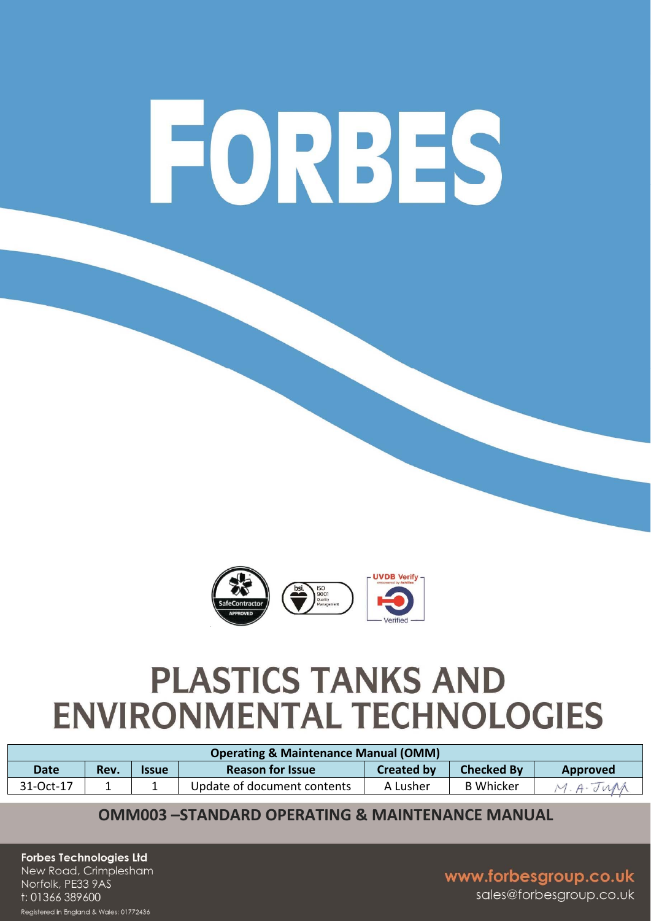# FORBES

# PLASTICS TANKS AND ENVIRONMENTAL TECHNOLOGIES

| Operating & Maintenance Manual (OMM) | | | | | | |
|---|---|---|---|---|---|---|
| Date | Rev. | Issue | Reason for Issue | Created by | Checked By | Approved |
| 31-Oct-17 | 1 | 1 | Update of document contents | A Lusher | B Whicker | M. A. Jum |

## OMM003 –STANDARD OPERATING & MAINTENANCE MANUAL

**Forbes Technologies Ltd**
New Road, Crimplesham
Norfolk, PE33 9AS
t: 01366 389600
Registered in England & Wales: 01772436

www.forbesgroup.co.uk
sales@forbesgroup.co.uk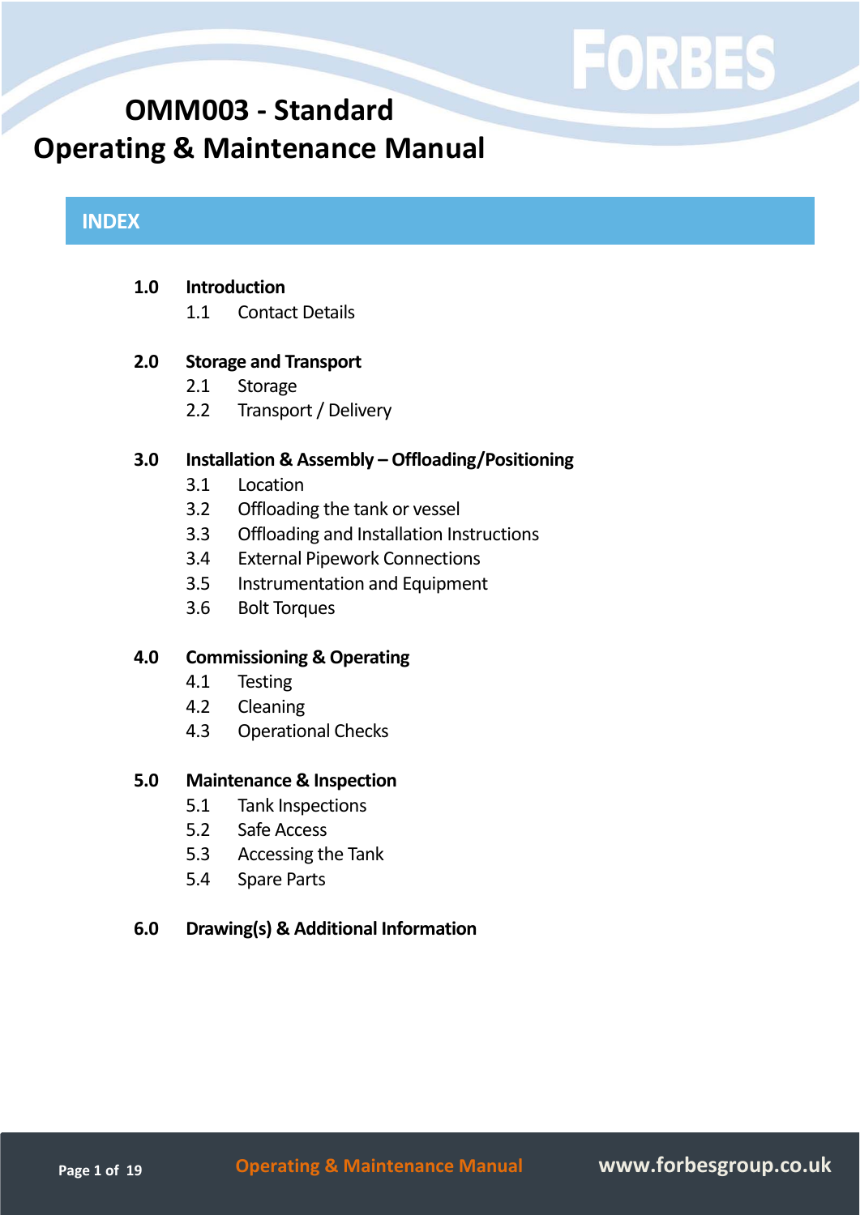# OMM003 - Standard Operating & Maintenance Manual

## INDEX

**1.0 Introduction**
- 1.1 Contact Details

**2.0 Storage and Transport**
- 2.1 Storage
- 2.2 Transport / Delivery

**3.0 Installation & Assembly – Offloading/Positioning**
- 3.1 Location
- 3.2 Offloading the tank or vessel
- 3.3 Offloading and Installation Instructions
- 3.4 External Pipework Connections
- 3.5 Instrumentation and Equipment
- 3.6 Bolt Torques

**4.0 Commissioning & Operating**
- 4.1 Testing
- 4.2 Cleaning
- 4.3 Operational Checks

**5.0 Maintenance & Inspection**
- 5.1 Tank Inspections
- 5.2 Safe Access
- 5.3 Accessing the Tank
- 5.4 Spare Parts

**6.0 Drawing(s) & Additional Information**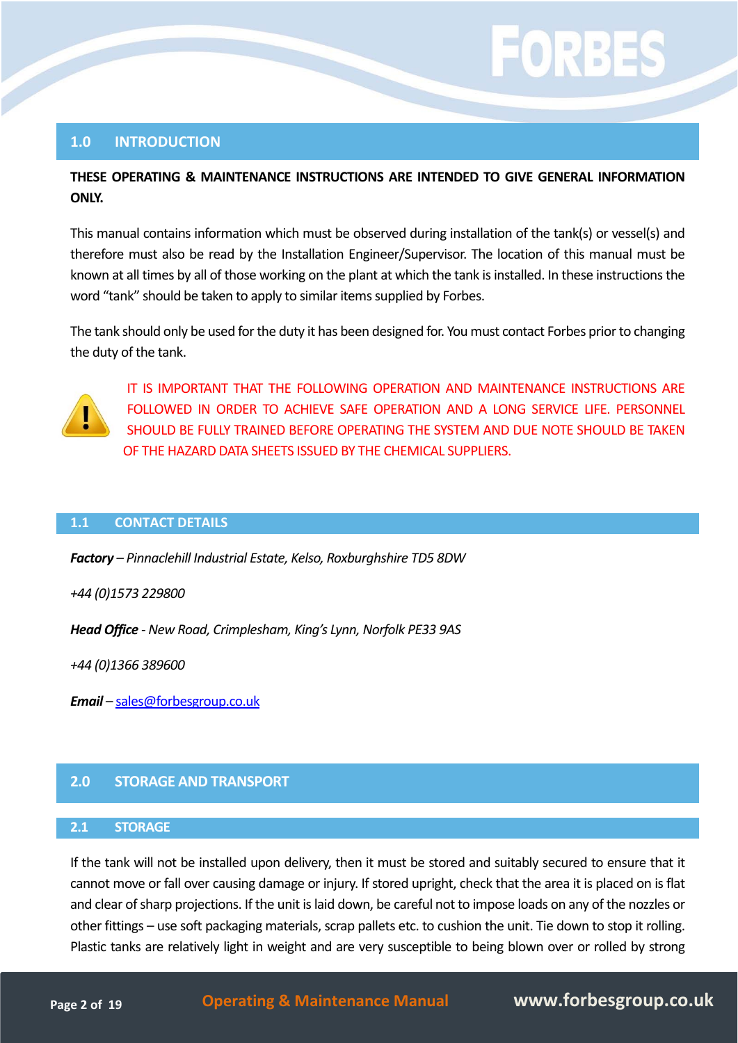## 1.0 INTRODUCTION

**THESE OPERATING & MAINTENANCE INSTRUCTIONS ARE INTENDED TO GIVE GENERAL INFORMATION ONLY.**

This manual contains information which must be observed during installation of the tank(s) or vessel(s) and therefore must also be read by the Installation Engineer/Supervisor. The location of this manual must be known at all times by all of those working on the plant at which the tank is installed. In these instructions the word "tank" should be taken to apply to similar items supplied by Forbes.

The tank should only be used for the duty it has been designed for. You must contact Forbes prior to changing the duty of the tank.

IT IS IMPORTANT THAT THE FOLLOWING OPERATION AND MAINTENANCE INSTRUCTIONS ARE FOLLOWED IN ORDER TO ACHIEVE SAFE OPERATION AND A LONG SERVICE LIFE. PERSONNEL SHOULD BE FULLY TRAINED BEFORE OPERATING THE SYSTEM AND DUE NOTE SHOULD BE TAKEN OF THE HAZARD DATA SHEETS ISSUED BY THE CHEMICAL SUPPLIERS.

### 1.1 CONTACT DETAILS

***Factory*** *– Pinnaclehill Industrial Estate, Kelso, Roxburghshire TD5 8DW*

*+44 (0)1573 229800*

***Head Office*** *- New Road, Crimplesham, King's Lynn, Norfolk PE33 9AS*

*+44 (0)1366 389600*

***Email*** *–* sales@forbesgroup.co.uk

## 2.0 STORAGE AND TRANSPORT

### 2.1 STORAGE

If the tank will not be installed upon delivery, then it must be stored and suitably secured to ensure that it cannot move or fall over causing damage or injury. If stored upright, check that the area it is placed on is flat and clear of sharp projections. If the unit is laid down, be careful not to impose loads on any of the nozzles or other fittings – use soft packaging materials, scrap pallets etc. to cushion the unit. Tie down to stop it rolling. Plastic tanks are relatively light in weight and are very susceptible to being blown over or rolled by strong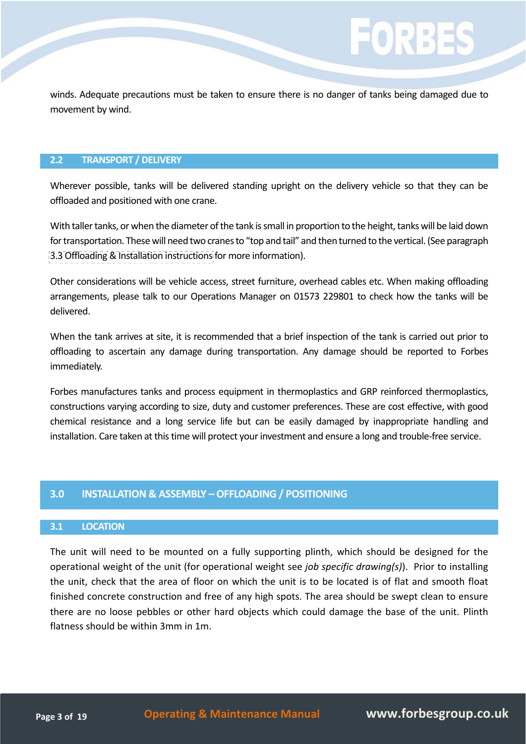winds. Adequate precautions must be taken to ensure there is no danger of tanks being damaged due to movement by wind.

## 2.2 TRANSPORT / DELIVERY

Wherever possible, tanks will be delivered standing upright on the delivery vehicle so that they can be offloaded and positioned with one crane.

With taller tanks, or when the diameter of the tank is small in proportion to the height, tanks will be laid down for transportation. These will need two cranes to "top and tail" and then turned to the vertical. (See paragraph 3.3 Offloading & Installation instructions for more information).

Other considerations will be vehicle access, street furniture, overhead cables etc. When making offloading arrangements, please talk to our Operations Manager on 01573 229801 to check how the tanks will be delivered.

When the tank arrives at site, it is recommended that a brief inspection of the tank is carried out prior to offloading to ascertain any damage during transportation. Any damage should be reported to Forbes immediately.

Forbes manufactures tanks and process equipment in thermoplastics and GRP reinforced thermoplastics, constructions varying according to size, duty and customer preferences. These are cost effective, with good chemical resistance and a long service life but can be easily damaged by inappropriate handling and installation. Care taken at this time will protect your investment and ensure a long and trouble-free service.

# 3.0 INSTALLATION & ASSEMBLY – OFFLOADING / POSITIONING

## 3.1 LOCATION

The unit will need to be mounted on a fully supporting plinth, which should be designed for the operational weight of the unit (for operational weight see *job specific drawing(s)*). Prior to installing the unit, check that the area of floor on which the unit is to be located is of flat and smooth float finished concrete construction and free of any high spots. The area should be swept clean to ensure there are no loose pebbles or other hard objects which could damage the base of the unit. Plinth flatness should be within 3mm in 1m.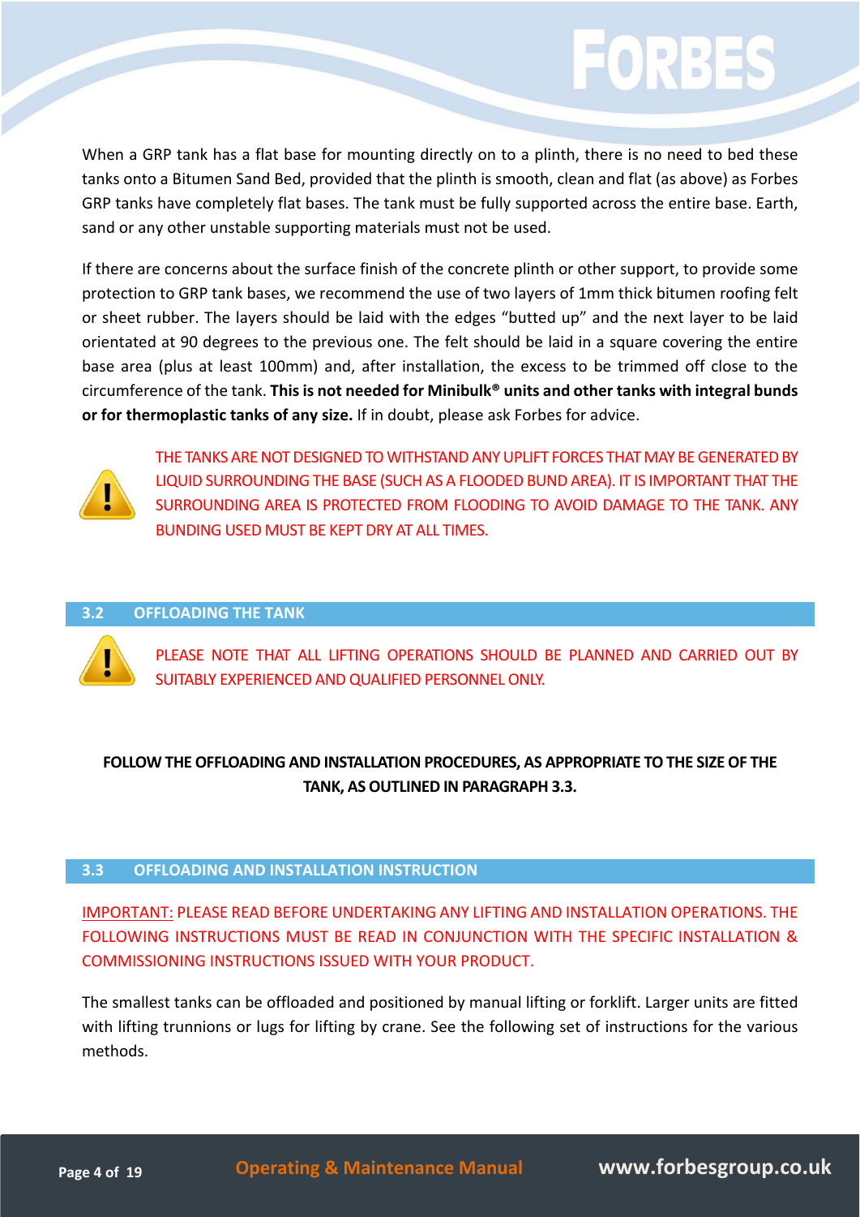When a GRP tank has a flat base for mounting directly on to a plinth, there is no need to bed these tanks onto a Bitumen Sand Bed, provided that the plinth is smooth, clean and flat (as above) as Forbes GRP tanks have completely flat bases. The tank must be fully supported across the entire base. Earth, sand or any other unstable supporting materials must not be used.

If there are concerns about the surface finish of the concrete plinth or other support, to provide some protection to GRP tank bases, we recommend the use of two layers of 1mm thick bitumen roofing felt or sheet rubber. The layers should be laid with the edges "butted up" and the next layer to be laid orientated at 90 degrees to the previous one. The felt should be laid in a square covering the entire base area (plus at least 100mm) and, after installation, the excess to be trimmed off close to the circumference of the tank. **This is not needed for Minibulk® units and other tanks with integral bunds or for thermoplastic tanks of any size.** If in doubt, please ask Forbes for advice.

THE TANKS ARE NOT DESIGNED TO WITHSTAND ANY UPLIFT FORCES THAT MAY BE GENERATED BY LIQUID SURROUNDING THE BASE (SUCH AS A FLOODED BUND AREA). IT IS IMPORTANT THAT THE SURROUNDING AREA IS PROTECTED FROM FLOODING TO AVOID DAMAGE TO THE TANK. ANY BUNDING USED MUST BE KEPT DRY AT ALL TIMES.

## 3.2 OFFLOADING THE TANK

PLEASE NOTE THAT ALL LIFTING OPERATIONS SHOULD BE PLANNED AND CARRIED OUT BY SUITABLY EXPERIENCED AND QUALIFIED PERSONNEL ONLY.

**FOLLOW THE OFFLOADING AND INSTALLATION PROCEDURES, AS APPROPRIATE TO THE SIZE OF THE TANK, AS OUTLINED IN PARAGRAPH 3.3.**

## 3.3 OFFLOADING AND INSTALLATION INSTRUCTION

IMPORTANT: PLEASE READ BEFORE UNDERTAKING ANY LIFTING AND INSTALLATION OPERATIONS. THE FOLLOWING INSTRUCTIONS MUST BE READ IN CONJUNCTION WITH THE SPECIFIC INSTALLATION & COMMISSIONING INSTRUCTIONS ISSUED WITH YOUR PRODUCT.

The smallest tanks can be offloaded and positioned by manual lifting or forklift. Larger units are fitted with lifting trunnions or lugs for lifting by crane. See the following set of instructions for the various methods.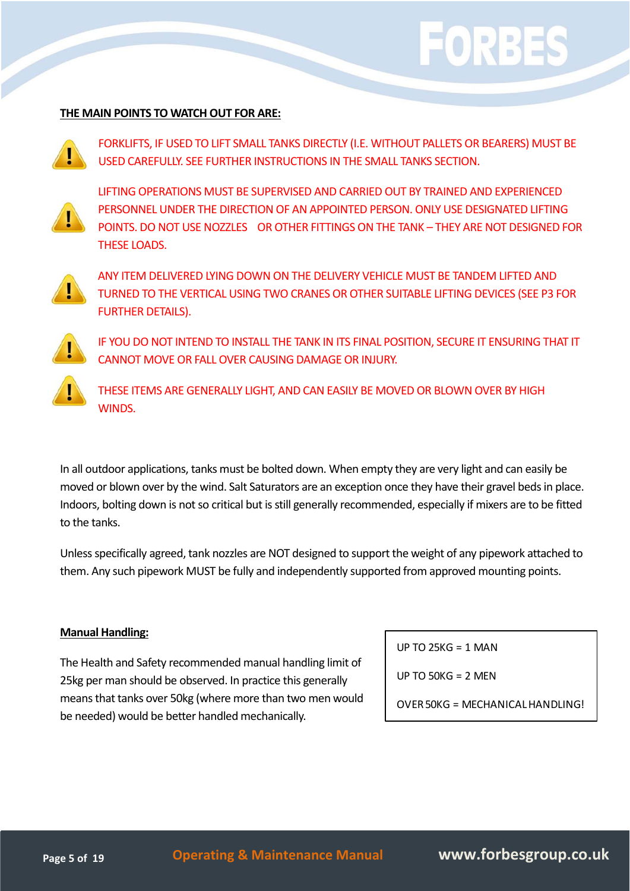**THE MAIN POINTS TO WATCH OUT FOR ARE:**

- FORKLIFTS, IF USED TO LIFT SMALL TANKS DIRECTLY (I.E. WITHOUT PALLETS OR BEARERS) MUST BE USED CAREFULLY. SEE FURTHER INSTRUCTIONS IN THE SMALL TANKS SECTION.

- LIFTING OPERATIONS MUST BE SUPERVISED AND CARRIED OUT BY TRAINED AND EXPERIENCED PERSONNEL UNDER THE DIRECTION OF AN APPOINTED PERSON. ONLY USE DESIGNATED LIFTING POINTS. DO NOT USE NOZZLES OR OTHER FITTINGS ON THE TANK – THEY ARE NOT DESIGNED FOR THESE LOADS.

- ANY ITEM DELIVERED LYING DOWN ON THE DELIVERY VEHICLE MUST BE TANDEM LIFTED AND TURNED TO THE VERTICAL USING TWO CRANES OR OTHER SUITABLE LIFTING DEVICES (SEE P3 FOR FURTHER DETAILS).

- IF YOU DO NOT INTEND TO INSTALL THE TANK IN ITS FINAL POSITION, SECURE IT ENSURING THAT IT CANNOT MOVE OR FALL OVER CAUSING DAMAGE OR INJURY.

- THESE ITEMS ARE GENERALLY LIGHT, AND CAN EASILY BE MOVED OR BLOWN OVER BY HIGH WINDS.

In all outdoor applications, tanks must be bolted down. When empty they are very light and can easily be moved or blown over by the wind. Salt Saturators are an exception once they have their gravel beds in place. Indoors, bolting down is not so critical but is still generally recommended, especially if mixers are to be fitted to the tanks.

Unless specifically agreed, tank nozzles are NOT designed to support the weight of any pipework attached to them. Any such pipework MUST be fully and independently supported from approved mounting points.

**Manual Handling:**

The Health and Safety recommended manual handling limit of 25kg per man should be observed. In practice this generally means that tanks over 50kg (where more than two men would be needed) would be better handled mechanically.

| |
|---|
| UP TO 25KG = 1 MAN |
| UP TO 50KG = 2 MEN |
| OVER 50KG = MECHANICAL HANDLING! |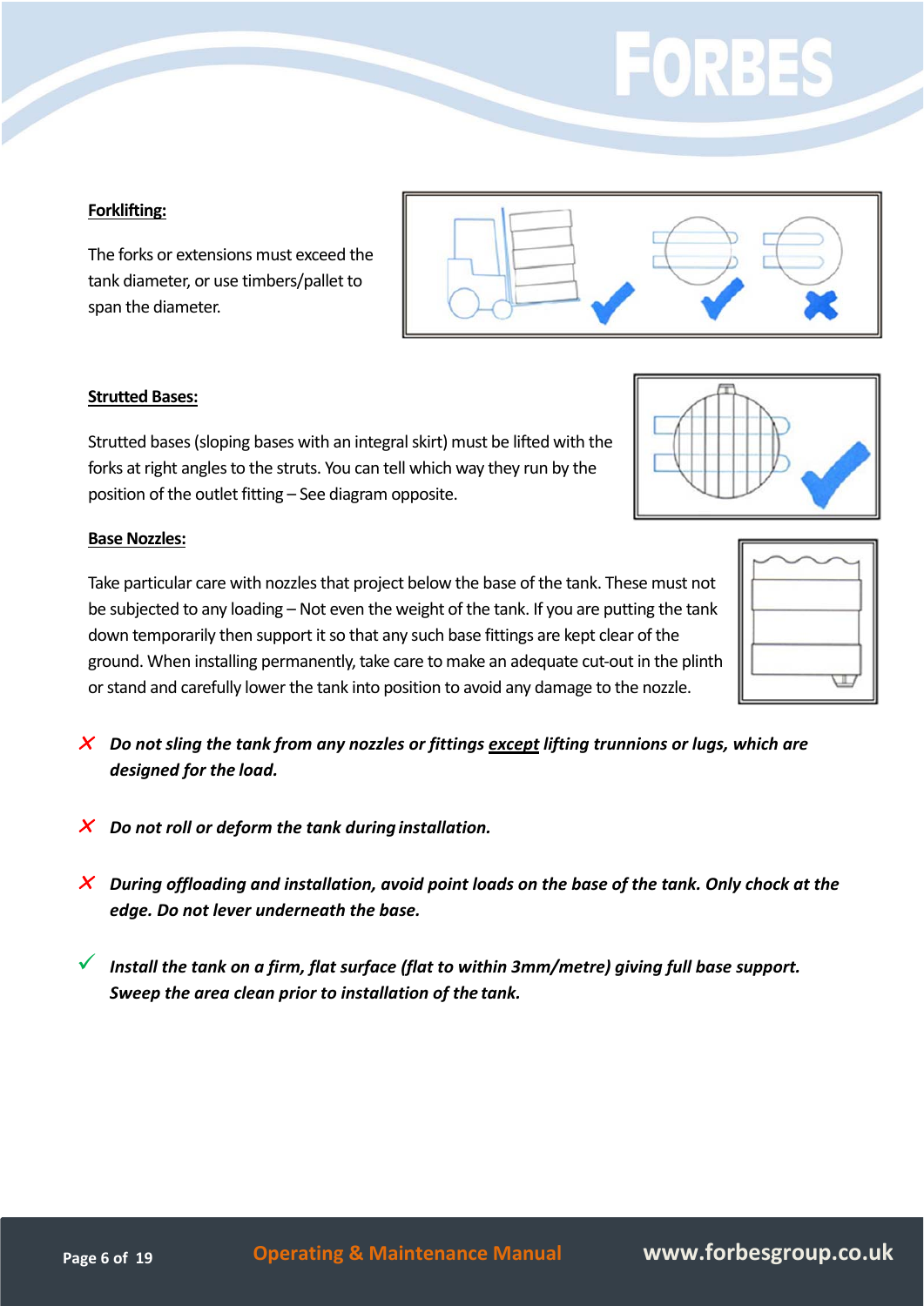**Forklifting:**

The forks or extensions must exceed the tank diameter, or use timbers/pallet to span the diameter.

**Strutted Bases:**

Strutted bases (sloping bases with an integral skirt) must be lifted with the forks at right angles to the struts. You can tell which way they run by the position of the outlet fitting – See diagram opposite.

**Base Nozzles:**

Take particular care with nozzles that project below the base of the tank. These must not be subjected to any loading – Not even the weight of the tank. If you are putting the tank down temporarily then support it so that any such base fittings are kept clear of the ground. When installing permanently, take care to make an adequate cut-out in the plinth or stand and carefully lower the tank into position to avoid any damage to the nozzle.

- ✗ ***Do not sling the tank from any nozzles or fittings <u>except</u> lifting trunnions or lugs, which are designed for the load.***

- ✗ ***Do not roll or deform the tank during installation.***

- ✗ ***During offloading and installation, avoid point loads on the base of the tank. Only chock at the edge. Do not lever underneath the base.***

- ✓ ***Install the tank on a firm, flat surface (flat to within 3mm/metre) giving full base support. Sweep the area clean prior to installation of the tank.***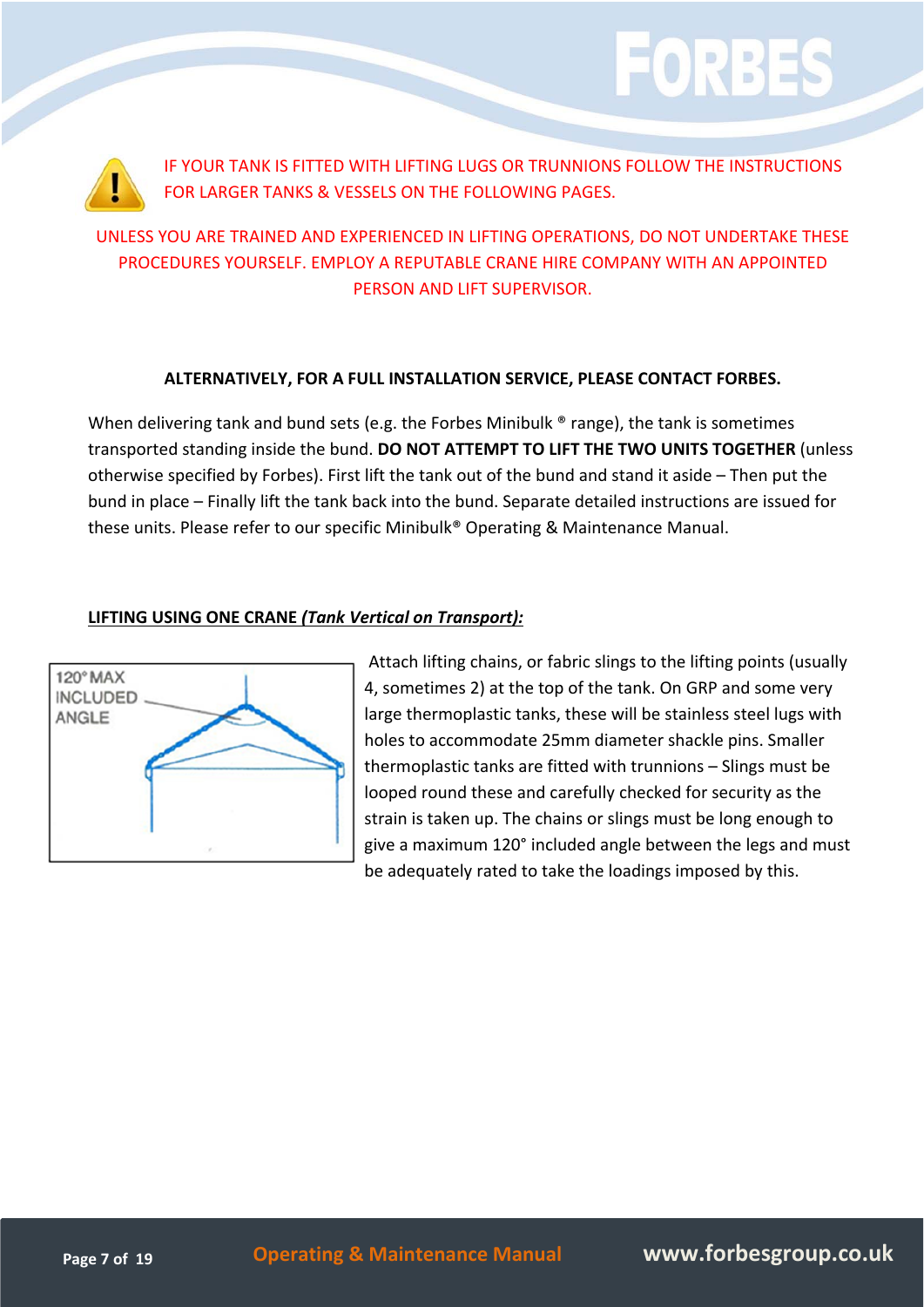IF YOUR TANK IS FITTED WITH LIFTING LUGS OR TRUNNIONS FOLLOW THE INSTRUCTIONS FOR LARGER TANKS & VESSELS ON THE FOLLOWING PAGES.

UNLESS YOU ARE TRAINED AND EXPERIENCED IN LIFTING OPERATIONS, DO NOT UNDERTAKE THESE PROCEDURES YOURSELF. EMPLOY A REPUTABLE CRANE HIRE COMPANY WITH AN APPOINTED PERSON AND LIFT SUPERVISOR.

**ALTERNATIVELY, FOR A FULL INSTALLATION SERVICE, PLEASE CONTACT FORBES.**

When delivering tank and bund sets (e.g. the Forbes Minibulk ® range), the tank is sometimes transported standing inside the bund. **DO NOT ATTEMPT TO LIFT THE TWO UNITS TOGETHER** (unless otherwise specified by Forbes). First lift the tank out of the bund and stand it aside – Then put the bund in place – Finally lift the tank back into the bund. Separate detailed instructions are issued for these units. Please refer to our specific Minibulk® Operating & Maintenance Manual.

**<u>LIFTING USING ONE CRANE *(Tank Vertical on Transport):*</u>**

120° MAX INCLUDED ANGLE

Attach lifting chains, or fabric slings to the lifting points (usually 4, sometimes 2) at the top of the tank. On GRP and some very large thermoplastic tanks, these will be stainless steel lugs with holes to accommodate 25mm diameter shackle pins. Smaller thermoplastic tanks are fitted with trunnions – Slings must be looped round these and carefully checked for security as the strain is taken up. The chains or slings must be long enough to give a maximum 120° included angle between the legs and must be adequately rated to take the loadings imposed by this.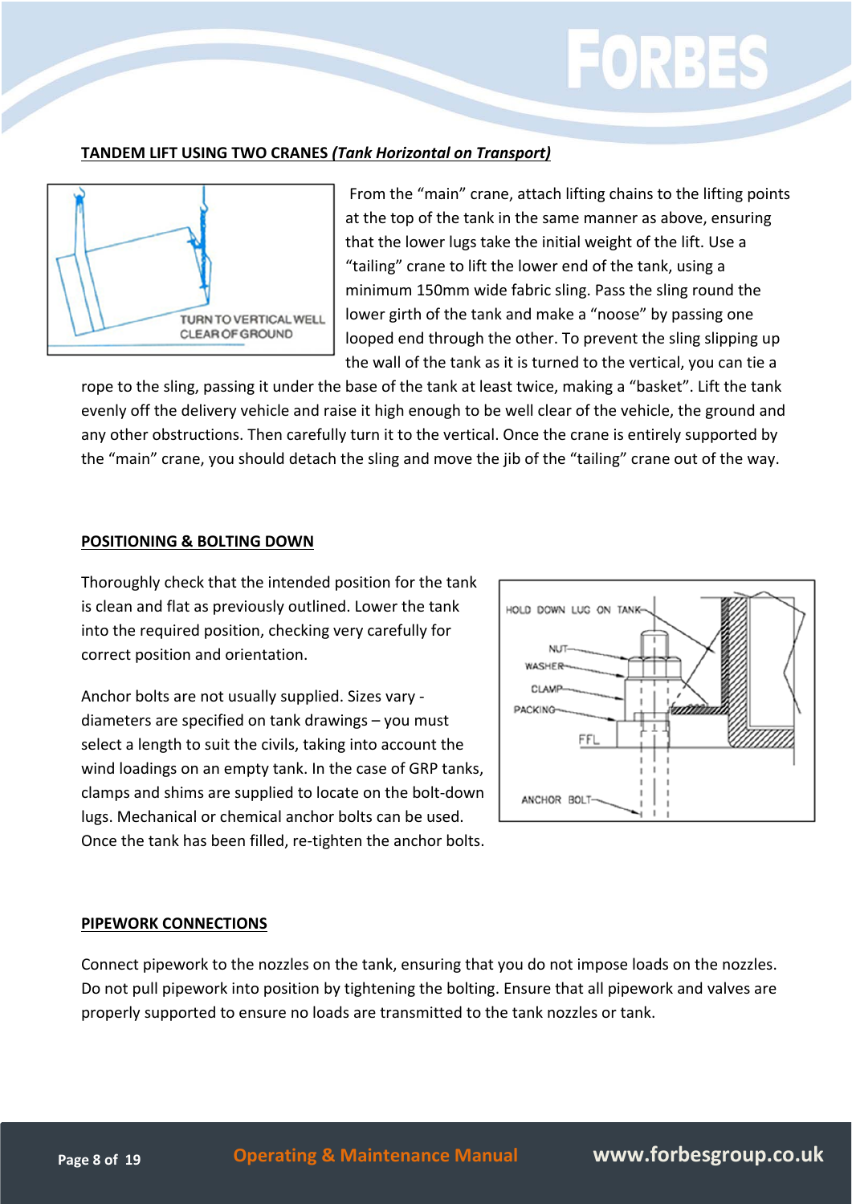## TANDEM LIFT USING TWO CRANES *(Tank Horizontal on Transport)*

From the "main" crane, attach lifting chains to the lifting points at the top of the tank in the same manner as above, ensuring that the lower lugs take the initial weight of the lift. Use a "tailing" crane to lift the lower end of the tank, using a minimum 150mm wide fabric sling. Pass the sling round the lower girth of the tank and make a "noose" by passing one looped end through the other. To prevent the sling slipping up the wall of the tank as it is turned to the vertical, you can tie a rope to the sling, passing it under the base of the tank at least twice, making a "basket". Lift the tank evenly off the delivery vehicle and raise it high enough to be well clear of the vehicle, the ground and any other obstructions. Then carefully turn it to the vertical. Once the crane is entirely supported by the "main" crane, you should detach the sling and move the jib of the "tailing" crane out of the way.

## POSITIONING & BOLTING DOWN

Thoroughly check that the intended position for the tank is clean and flat as previously outlined. Lower the tank into the required position, checking very carefully for correct position and orientation.

Anchor bolts are not usually supplied. Sizes vary - diameters are specified on tank drawings – you must select a length to suit the civils, taking into account the wind loadings on an empty tank. In the case of GRP tanks, clamps and shims are supplied to locate on the bolt-down lugs. Mechanical or chemical anchor bolts can be used. Once the tank has been filled, re-tighten the anchor bolts.

## PIPEWORK CONNECTIONS

Connect pipework to the nozzles on the tank, ensuring that you do not impose loads on the nozzles. Do not pull pipework into position by tightening the bolting. Ensure that all pipework and valves are properly supported to ensure no loads are transmitted to the tank nozzles or tank.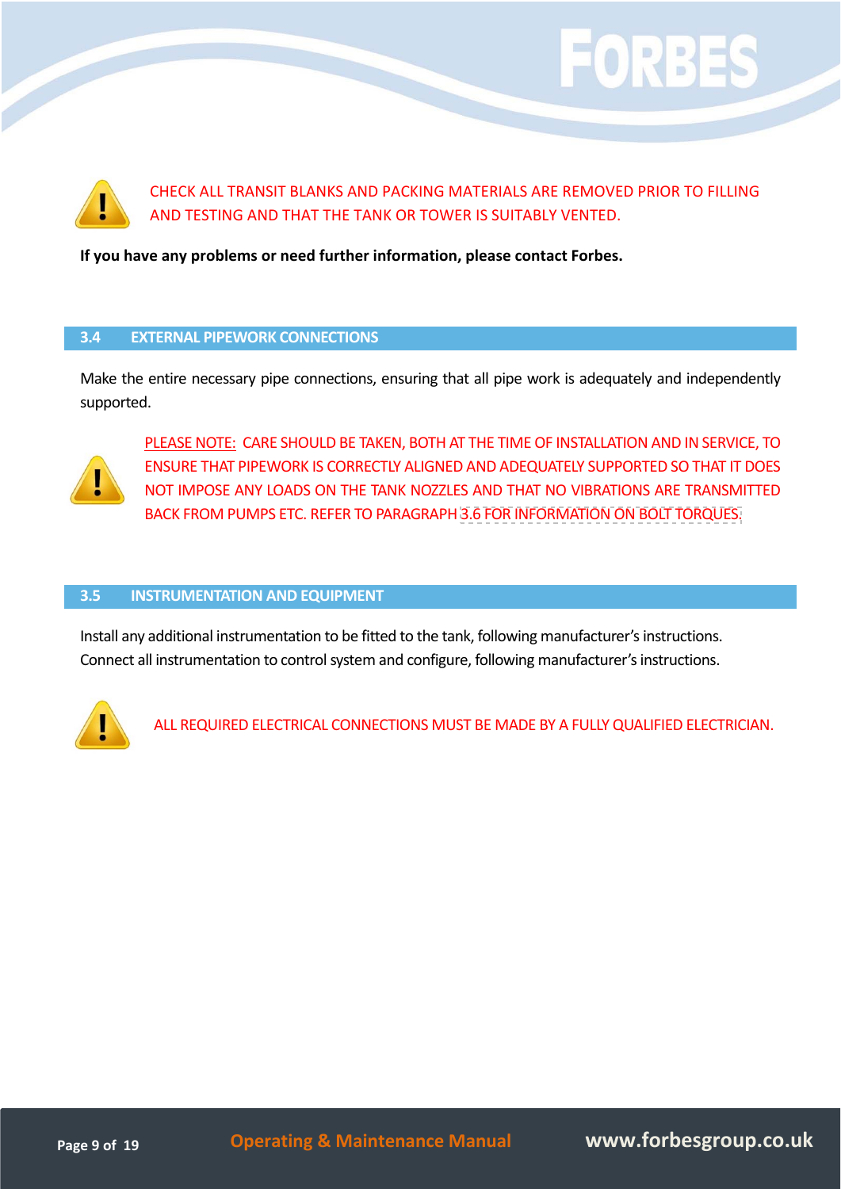CHECK ALL TRANSIT BLANKS AND PACKING MATERIALS ARE REMOVED PRIOR TO FILLING AND TESTING AND THAT THE TANK OR TOWER IS SUITABLY VENTED.

**If you have any problems or need further information, please contact Forbes.**

## 3.4 EXTERNAL PIPEWORK CONNECTIONS

Make the entire necessary pipe connections, ensuring that all pipe work is adequately and independently supported.

PLEASE NOTE: CARE SHOULD BE TAKEN, BOTH AT THE TIME OF INSTALLATION AND IN SERVICE, TO ENSURE THAT PIPEWORK IS CORRECTLY ALIGNED AND ADEQUATELY SUPPORTED SO THAT IT DOES NOT IMPOSE ANY LOADS ON THE TANK NOZZLES AND THAT NO VIBRATIONS ARE TRANSMITTED BACK FROM PUMPS ETC. REFER TO PARAGRAPH 3.6 FOR INFORMATION ON BOLT TORQUES.

## 3.5 INSTRUMENTATION AND EQUIPMENT

Install any additional instrumentation to be fitted to the tank, following manufacturer's instructions.
Connect all instrumentation to control system and configure, following manufacturer's instructions.

ALL REQUIRED ELECTRICAL CONNECTIONS MUST BE MADE BY A FULLY QUALIFIED ELECTRICIAN.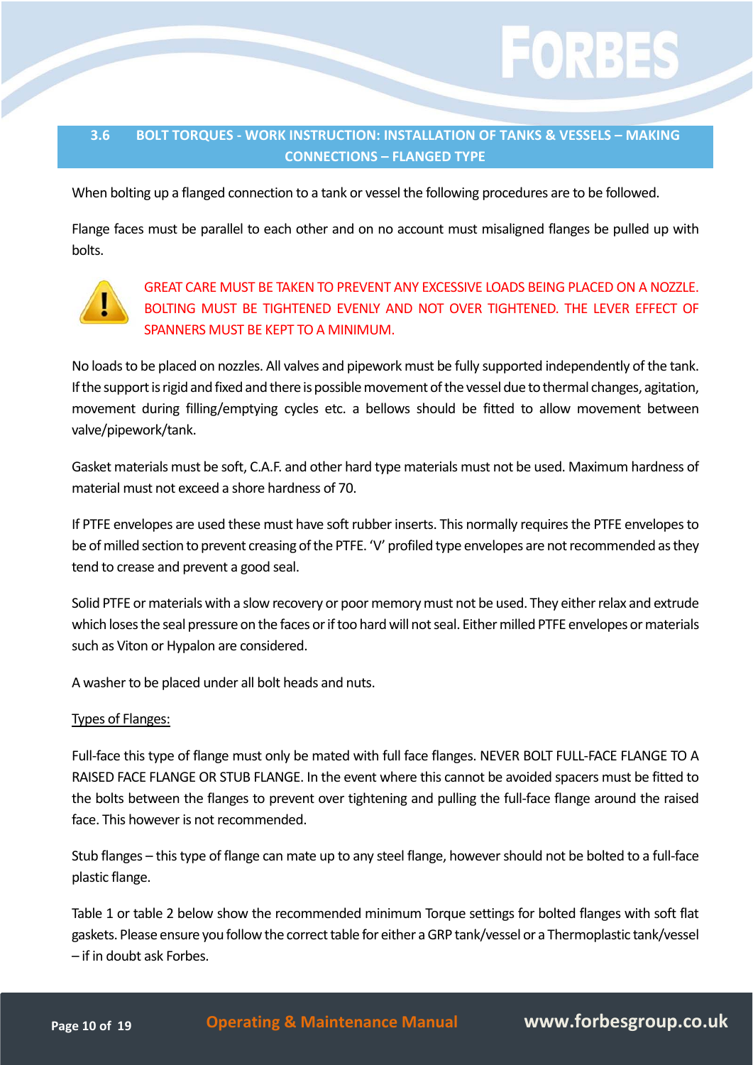## 3.6 BOLT TORQUES - WORK INSTRUCTION: INSTALLATION OF TANKS & VESSELS – MAKING CONNECTIONS – FLANGED TYPE

When bolting up a flanged connection to a tank or vessel the following procedures are to be followed.

Flange faces must be parallel to each other and on no account must misaligned flanges be pulled up with bolts.

GREAT CARE MUST BE TAKEN TO PREVENT ANY EXCESSIVE LOADS BEING PLACED ON A NOZZLE. BOLTING MUST BE TIGHTENED EVENLY AND NOT OVER TIGHTENED. THE LEVER EFFECT OF SPANNERS MUST BE KEPT TO A MINIMUM.

No loads to be placed on nozzles. All valves and pipework must be fully supported independently of the tank. If the support is rigid and fixed and there is possible movement of the vessel due to thermal changes, agitation, movement during filling/emptying cycles etc. a bellows should be fitted to allow movement between valve/pipework/tank.

Gasket materials must be soft, C.A.F. and other hard type materials must not be used. Maximum hardness of material must not exceed a shore hardness of 70.

If PTFE envelopes are used these must have soft rubber inserts. This normally requires the PTFE envelopes to be of milled section to prevent creasing of the PTFE. 'V' profiled type envelopes are not recommended as they tend to crease and prevent a good seal.

Solid PTFE or materials with a slow recovery or poor memory must not be used. They either relax and extrude which loses the seal pressure on the faces or if too hard will not seal. Either milled PTFE envelopes or materials such as Viton or Hypalon are considered.

A washer to be placed under all bolt heads and nuts.

Types of Flanges:

Full-face this type of flange must only be mated with full face flanges. NEVER BOLT FULL-FACE FLANGE TO A RAISED FACE FLANGE OR STUB FLANGE. In the event where this cannot be avoided spacers must be fitted to the bolts between the flanges to prevent over tightening and pulling the full-face flange around the raised face. This however is not recommended.

Stub flanges – this type of flange can mate up to any steel flange, however should not be bolted to a full-face plastic flange.

Table 1 or table 2 below show the recommended minimum Torque settings for bolted flanges with soft flat gaskets. Please ensure you follow the correct table for either a GRP tank/vessel or a Thermoplastic tank/vessel – if in doubt ask Forbes.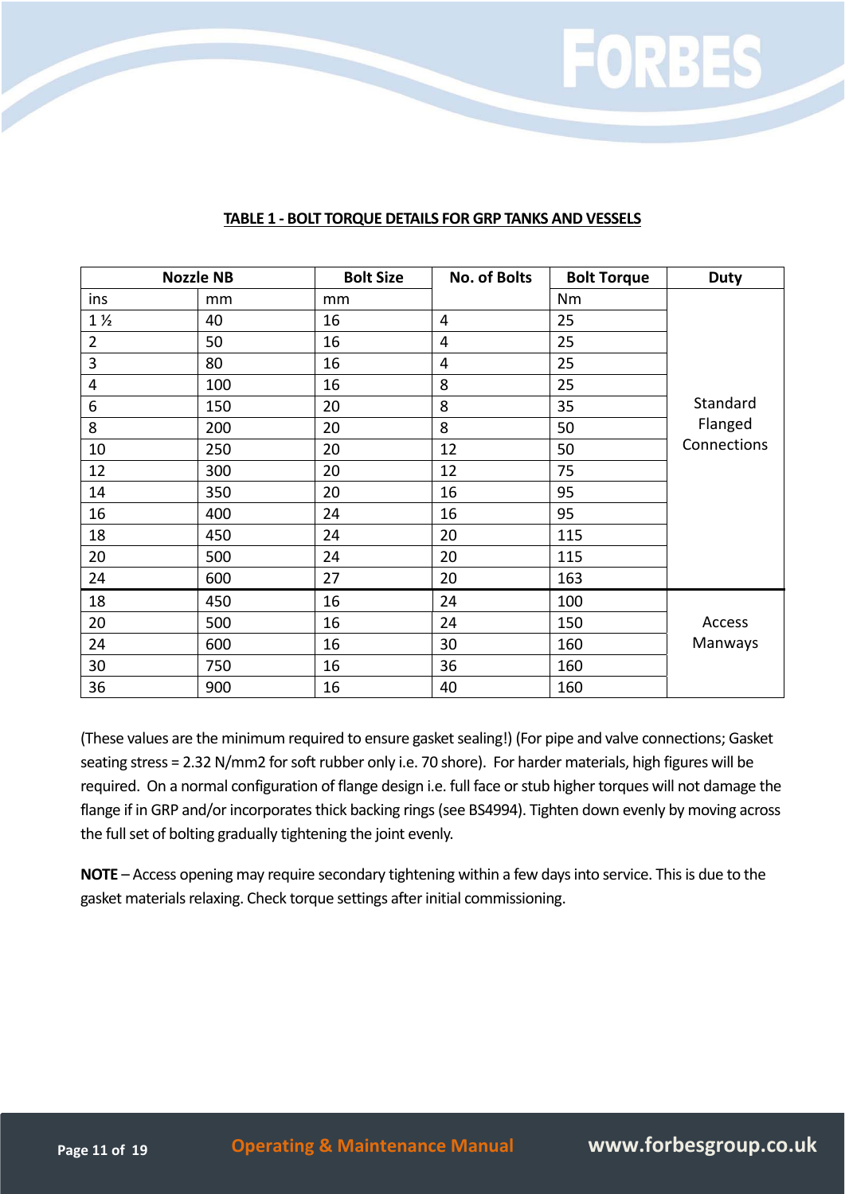## TABLE 1 - BOLT TORQUE DETAILS FOR GRP TANKS AND VESSELS

| Nozzle NB | | Bolt Size | No. of Bolts | Bolt Torque | Duty |
|---|---|---|---|---|---|
| ins | mm | mm | | Nm | |
| 1 ½ | 40 | 16 | 4 | 25 | Standard Flanged Connections |
| 2 | 50 | 16 | 4 | 25 | |
| 3 | 80 | 16 | 4 | 25 | |
| 4 | 100 | 16 | 8 | 25 | |
| 6 | 150 | 20 | 8 | 35 | |
| 8 | 200 | 20 | 8 | 50 | |
| 10 | 250 | 20 | 12 | 50 | |
| 12 | 300 | 20 | 12 | 75 | |
| 14 | 350 | 20 | 16 | 95 | |
| 16 | 400 | 24 | 16 | 95 | |
| 18 | 450 | 24 | 20 | 115 | |
| 20 | 500 | 24 | 20 | 115 | |
| 24 | 600 | 27 | 20 | 163 | |
| 18 | 450 | 16 | 24 | 100 | Access Manways |
| 20 | 500 | 16 | 24 | 150 | |
| 24 | 600 | 16 | 30 | 160 | |
| 30 | 750 | 16 | 36 | 160 | |
| 36 | 900 | 16 | 40 | 160 | |

(These values are the minimum required to ensure gasket sealing!) (For pipe and valve connections; Gasket seating stress = 2.32 N/mm2 for soft rubber only i.e. 70 shore). For harder materials, high figures will be required. On a normal configuration of flange design i.e. full face or stub higher torques will not damage the flange if in GRP and/or incorporates thick backing rings (see BS4994). Tighten down evenly by moving across the full set of bolting gradually tightening the joint evenly.

**NOTE** – Access opening may require secondary tightening within a few days into service. This is due to the gasket materials relaxing. Check torque settings after initial commissioning.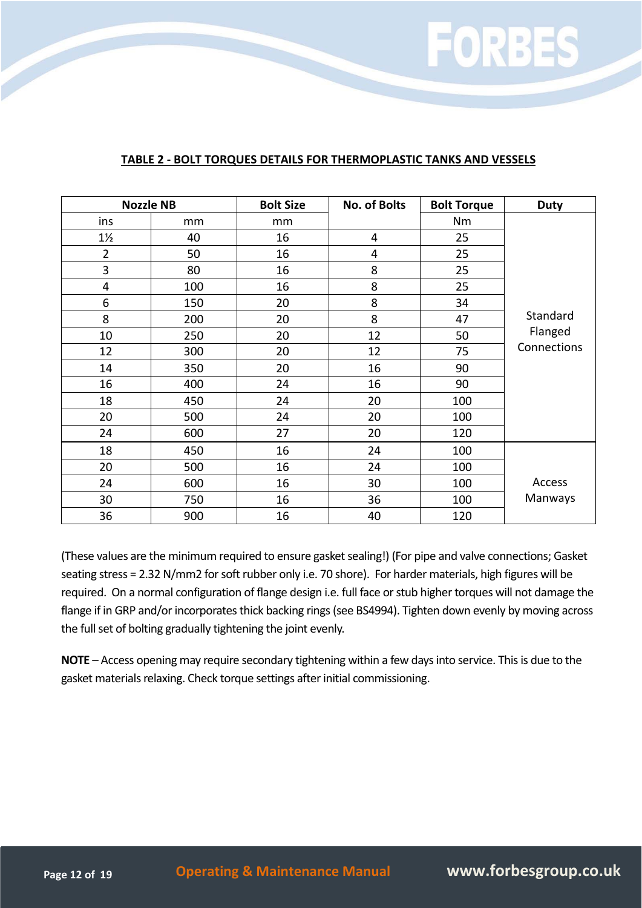### TABLE 2 - BOLT TORQUES DETAILS FOR THERMOPLASTIC TANKS AND VESSELS

| Nozzle NB | | Bolt Size | No. of Bolts | Bolt Torque | Duty |
|---|---|---|---|---|---|
| ins | mm | mm | | Nm | |
| 1½ | 40 | 16 | 4 | 25 | Standard Flanged Connections |
| 2 | 50 | 16 | 4 | 25 | |
| 3 | 80 | 16 | 8 | 25 | |
| 4 | 100 | 16 | 8 | 25 | |
| 6 | 150 | 20 | 8 | 34 | |
| 8 | 200 | 20 | 8 | 47 | |
| 10 | 250 | 20 | 12 | 50 | |
| 12 | 300 | 20 | 12 | 75 | |
| 14 | 350 | 20 | 16 | 90 | |
| 16 | 400 | 24 | 16 | 90 | |
| 18 | 450 | 24 | 20 | 100 | |
| 20 | 500 | 24 | 20 | 100 | |
| 24 | 600 | 27 | 20 | 120 | |
| 18 | 450 | 16 | 24 | 100 | Access Manways |
| 20 | 500 | 16 | 24 | 100 | |
| 24 | 600 | 16 | 30 | 100 | |
| 30 | 750 | 16 | 36 | 100 | |
| 36 | 900 | 16 | 40 | 120 | |

(These values are the minimum required to ensure gasket sealing!) (For pipe and valve connections; Gasket seating stress = 2.32 N/mm2 for soft rubber only i.e. 70 shore). For harder materials, high figures will be required. On a normal configuration of flange design i.e. full face or stub higher torques will not damage the flange if in GRP and/or incorporates thick backing rings (see BS4994). Tighten down evenly by moving across the full set of bolting gradually tightening the joint evenly.

**NOTE** – Access opening may require secondary tightening within a few days into service. This is due to the gasket materials relaxing. Check torque settings after initial commissioning.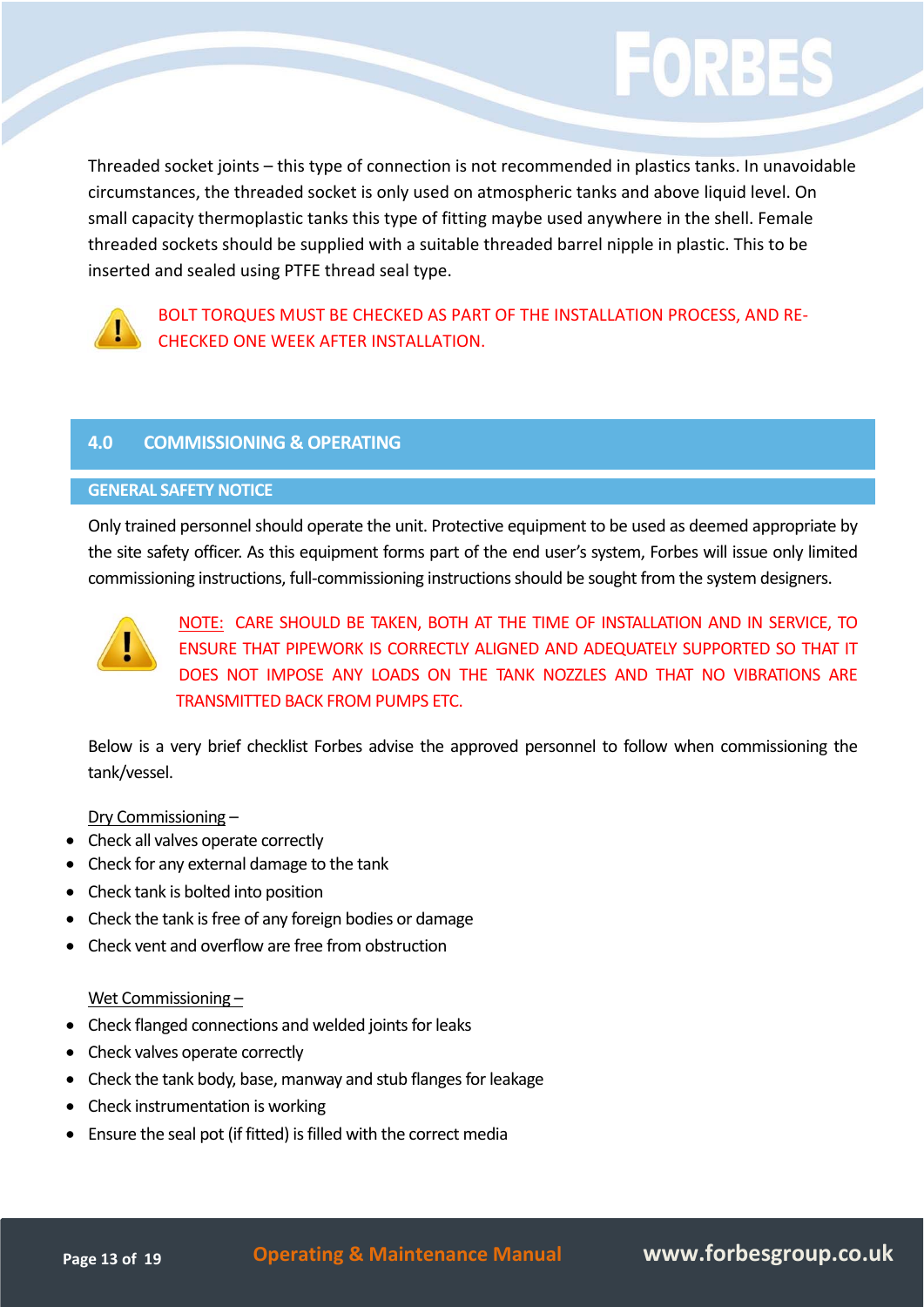Threaded socket joints – this type of connection is not recommended in plastics tanks. In unavoidable circumstances, the threaded socket is only used on atmospheric tanks and above liquid level. On small capacity thermoplastic tanks this type of fitting maybe used anywhere in the shell. Female threaded sockets should be supplied with a suitable threaded barrel nipple in plastic. This to be inserted and sealed using PTFE thread seal type.

BOLT TORQUES MUST BE CHECKED AS PART OF THE INSTALLATION PROCESS, AND RE-CHECKED ONE WEEK AFTER INSTALLATION.

## 4.0 COMMISSIONING & OPERATING

### GENERAL SAFETY NOTICE

Only trained personnel should operate the unit. Protective equipment to be used as deemed appropriate by the site safety officer. As this equipment forms part of the end user's system, Forbes will issue only limited commissioning instructions, full-commissioning instructions should be sought from the system designers.

NOTE: CARE SHOULD BE TAKEN, BOTH AT THE TIME OF INSTALLATION AND IN SERVICE, TO ENSURE THAT PIPEWORK IS CORRECTLY ALIGNED AND ADEQUATELY SUPPORTED SO THAT IT DOES NOT IMPOSE ANY LOADS ON THE TANK NOZZLES AND THAT NO VIBRATIONS ARE TRANSMITTED BACK FROM PUMPS ETC.

Below is a very brief checklist Forbes advise the approved personnel to follow when commissioning the tank/vessel.

Dry Commissioning –

- Check all valves operate correctly
- Check for any external damage to the tank
- Check tank is bolted into position
- Check the tank is free of any foreign bodies or damage
- Check vent and overflow are free from obstruction

Wet Commissioning –

- Check flanged connections and welded joints for leaks
- Check valves operate correctly
- Check the tank body, base, manway and stub flanges for leakage
- Check instrumentation is working
- Ensure the seal pot (if fitted) is filled with the correct media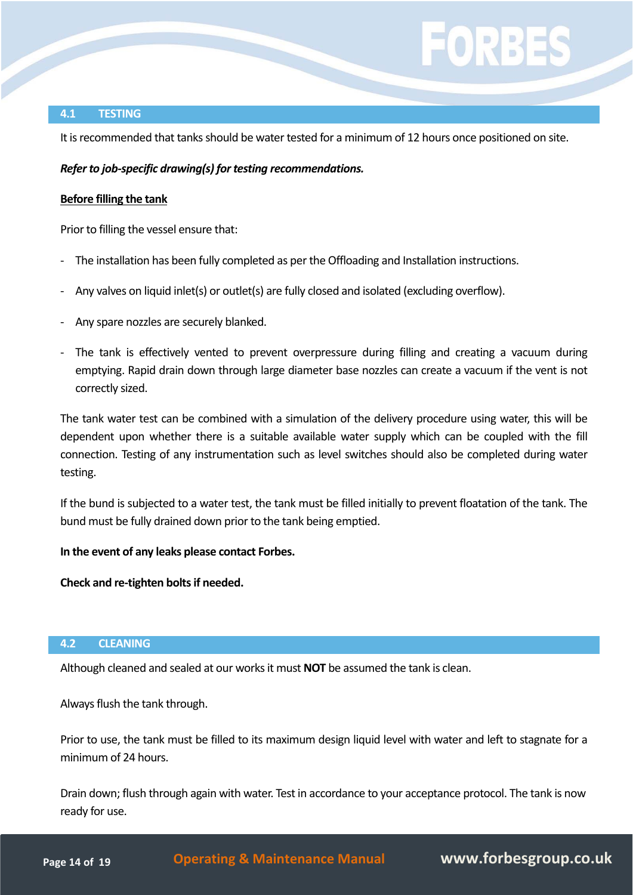## 4.1 TESTING

It is recommended that tanks should be water tested for a minimum of 12 hours once positioned on site.

***Refer to job-specific drawing(s) for testing recommendations.***

**Before filling the tank**

Prior to filling the vessel ensure that:

- The installation has been fully completed as per the Offloading and Installation instructions.
- Any valves on liquid inlet(s) or outlet(s) are fully closed and isolated (excluding overflow).
- Any spare nozzles are securely blanked.
- The tank is effectively vented to prevent overpressure during filling and creating a vacuum during emptying. Rapid drain down through large diameter base nozzles can create a vacuum if the vent is not correctly sized.

The tank water test can be combined with a simulation of the delivery procedure using water, this will be dependent upon whether there is a suitable available water supply which can be coupled with the fill connection. Testing of any instrumentation such as level switches should also be completed during water testing.

If the bund is subjected to a water test, the tank must be filled initially to prevent floatation of the tank. The bund must be fully drained down prior to the tank being emptied.

**In the event of any leaks please contact Forbes.**

**Check and re-tighten bolts if needed.**

## 4.2 CLEANING

Although cleaned and sealed at our works it must **NOT** be assumed the tank is clean.

Always flush the tank through.

Prior to use, the tank must be filled to its maximum design liquid level with water and left to stagnate for a minimum of 24 hours.

Drain down; flush through again with water. Test in accordance to your acceptance protocol. The tank is now ready for use.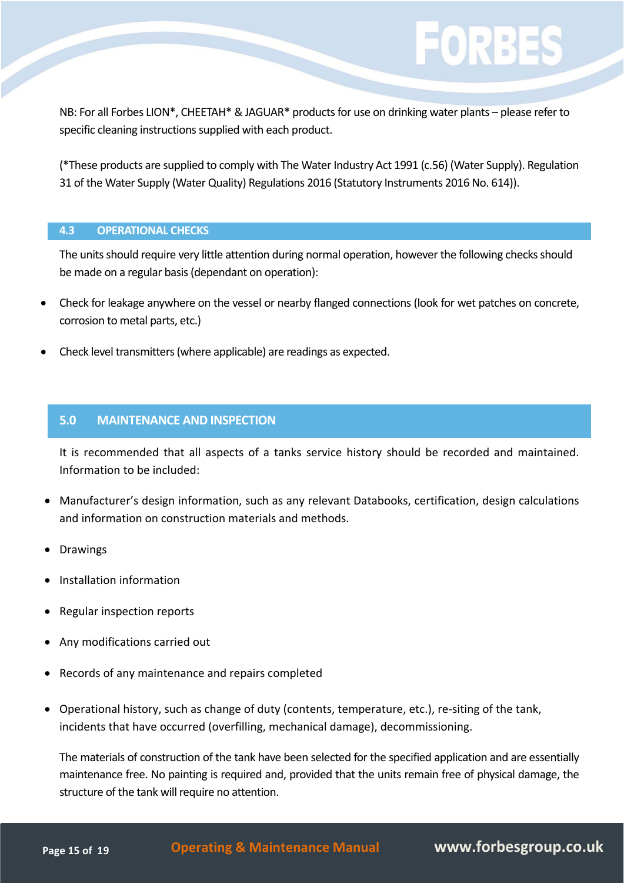NB: For all Forbes LION*, CHEETAH* & JAGUAR* products for use on drinking water plants – please refer to specific cleaning instructions supplied with each product.

(*These products are supplied to comply with The Water Industry Act 1991 (c.56) (Water Supply). Regulation 31 of the Water Supply (Water Quality) Regulations 2016 (Statutory Instruments 2016 No. 614)).

### 4.3 OPERATIONAL CHECKS

The units should require very little attention during normal operation, however the following checks should be made on a regular basis (dependant on operation):

- Check for leakage anywhere on the vessel or nearby flanged connections (look for wet patches on concrete, corrosion to metal parts, etc.)
- Check level transmitters (where applicable) are readings as expected.

## 5.0 MAINTENANCE AND INSPECTION

It is recommended that all aspects of a tanks service history should be recorded and maintained. Information to be included:

- Manufacturer's design information, such as any relevant Databooks, certification, design calculations and information on construction materials and methods.
- Drawings
- Installation information
- Regular inspection reports
- Any modifications carried out
- Records of any maintenance and repairs completed
- Operational history, such as change of duty (contents, temperature, etc.), re-siting of the tank, incidents that have occurred (overfilling, mechanical damage), decommissioning.

The materials of construction of the tank have been selected for the specified application and are essentially maintenance free. No painting is required and, provided that the units remain free of physical damage, the structure of the tank will require no attention.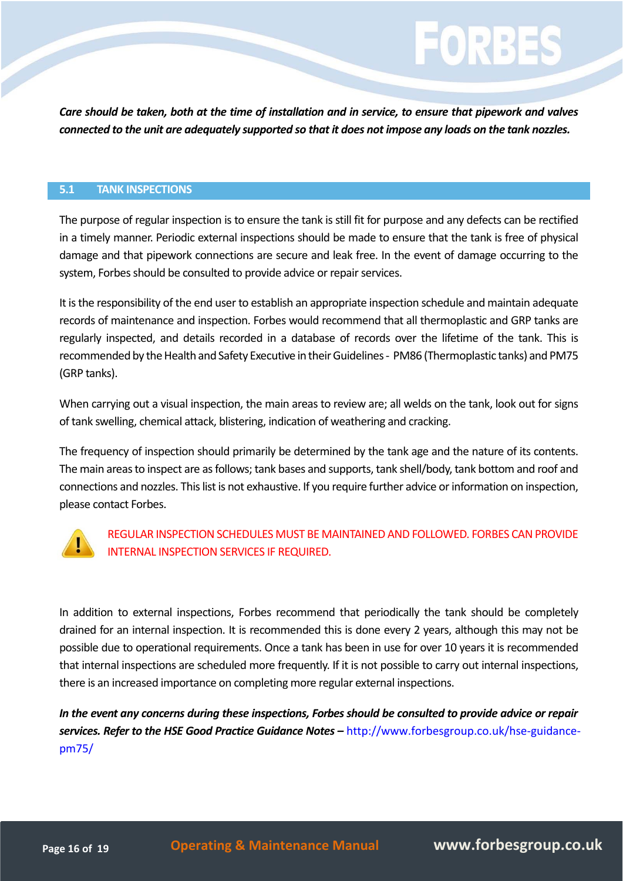***Care should be taken, both at the time of installation and in service, to ensure that pipework and valves connected to the unit are adequately supported so that it does not impose any loads on the tank nozzles.***

## 5.1 TANK INSPECTIONS

The purpose of regular inspection is to ensure the tank is still fit for purpose and any defects can be rectified in a timely manner. Periodic external inspections should be made to ensure that the tank is free of physical damage and that pipework connections are secure and leak free. In the event of damage occurring to the system, Forbes should be consulted to provide advice or repair services.

It is the responsibility of the end user to establish an appropriate inspection schedule and maintain adequate records of maintenance and inspection. Forbes would recommend that all thermoplastic and GRP tanks are regularly inspected, and details recorded in a database of records over the lifetime of the tank. This is recommended by the Health and Safety Executive in their Guidelines - PM86 (Thermoplastic tanks) and PM75 (GRP tanks).

When carrying out a visual inspection, the main areas to review are; all welds on the tank, look out for signs of tank swelling, chemical attack, blistering, indication of weathering and cracking.

The frequency of inspection should primarily be determined by the tank age and the nature of its contents. The main areas to inspect are as follows; tank bases and supports, tank shell/body, tank bottom and roof and connections and nozzles. This list is not exhaustive. If you require further advice or information on inspection, please contact Forbes.

REGULAR INSPECTION SCHEDULES MUST BE MAINTAINED AND FOLLOWED. FORBES CAN PROVIDE INTERNAL INSPECTION SERVICES IF REQUIRED.

In addition to external inspections, Forbes recommend that periodically the tank should be completely drained for an internal inspection. It is recommended this is done every 2 years, although this may not be possible due to operational requirements. Once a tank has been in use for over 10 years it is recommended that internal inspections are scheduled more frequently. If it is not possible to carry out internal inspections, there is an increased importance on completing more regular external inspections.

***In the event any concerns during these inspections, Forbes should be consulted to provide advice or repair services. Refer to the HSE Good Practice Guidance Notes –*** http://www.forbesgroup.co.uk/hse-guidance-pm75/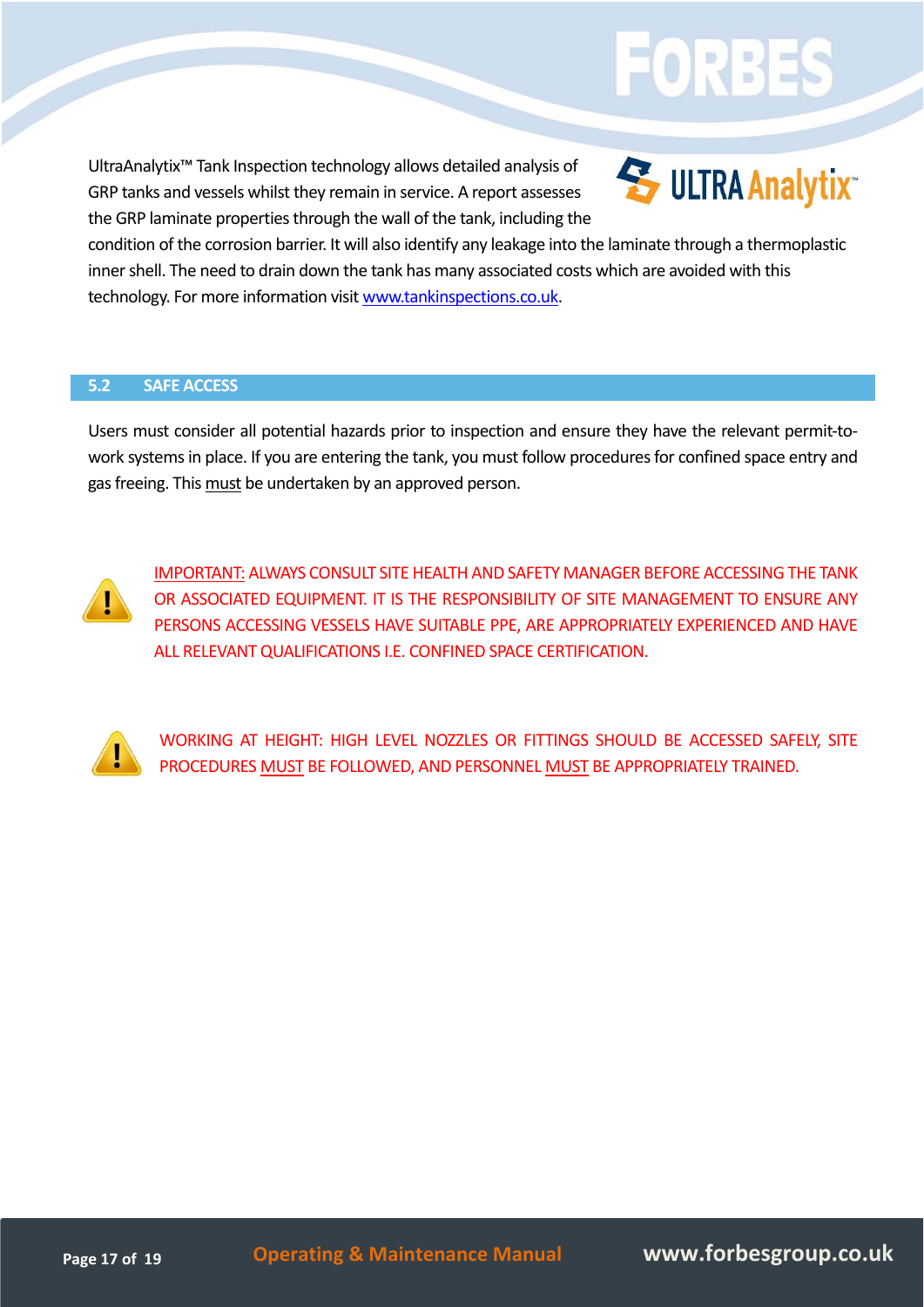UltraAnalytix™ Tank Inspection technology allows detailed analysis of GRP tanks and vessels whilst they remain in service. A report assesses the GRP laminate properties through the wall of the tank, including the condition of the corrosion barrier. It will also identify any leakage into the laminate through a thermoplastic inner shell. The need to drain down the tank has many associated costs which are avoided with this technology. For more information visit [www.tankinspections.co.uk](http://www.tankinspections.co.uk).

## 5.2 SAFE ACCESS

Users must consider all potential hazards prior to inspection and ensure they have the relevant permit-to-work systems in place. If you are entering the tank, you must follow procedures for confined space entry and gas freeing. This must be undertaken by an approved person.

IMPORTANT: ALWAYS CONSULT SITE HEALTH AND SAFETY MANAGER BEFORE ACCESSING THE TANK OR ASSOCIATED EQUIPMENT. IT IS THE RESPONSIBILITY OF SITE MANAGEMENT TO ENSURE ANY PERSONS ACCESSING VESSELS HAVE SUITABLE PPE, ARE APPROPRIATELY EXPERIENCED AND HAVE ALL RELEVANT QUALIFICATIONS I.E. CONFINED SPACE CERTIFICATION.

WORKING AT HEIGHT: HIGH LEVEL NOZZLES OR FITTINGS SHOULD BE ACCESSED SAFELY, SITE PROCEDURES MUST BE FOLLOWED, AND PERSONNEL MUST BE APPROPRIATELY TRAINED.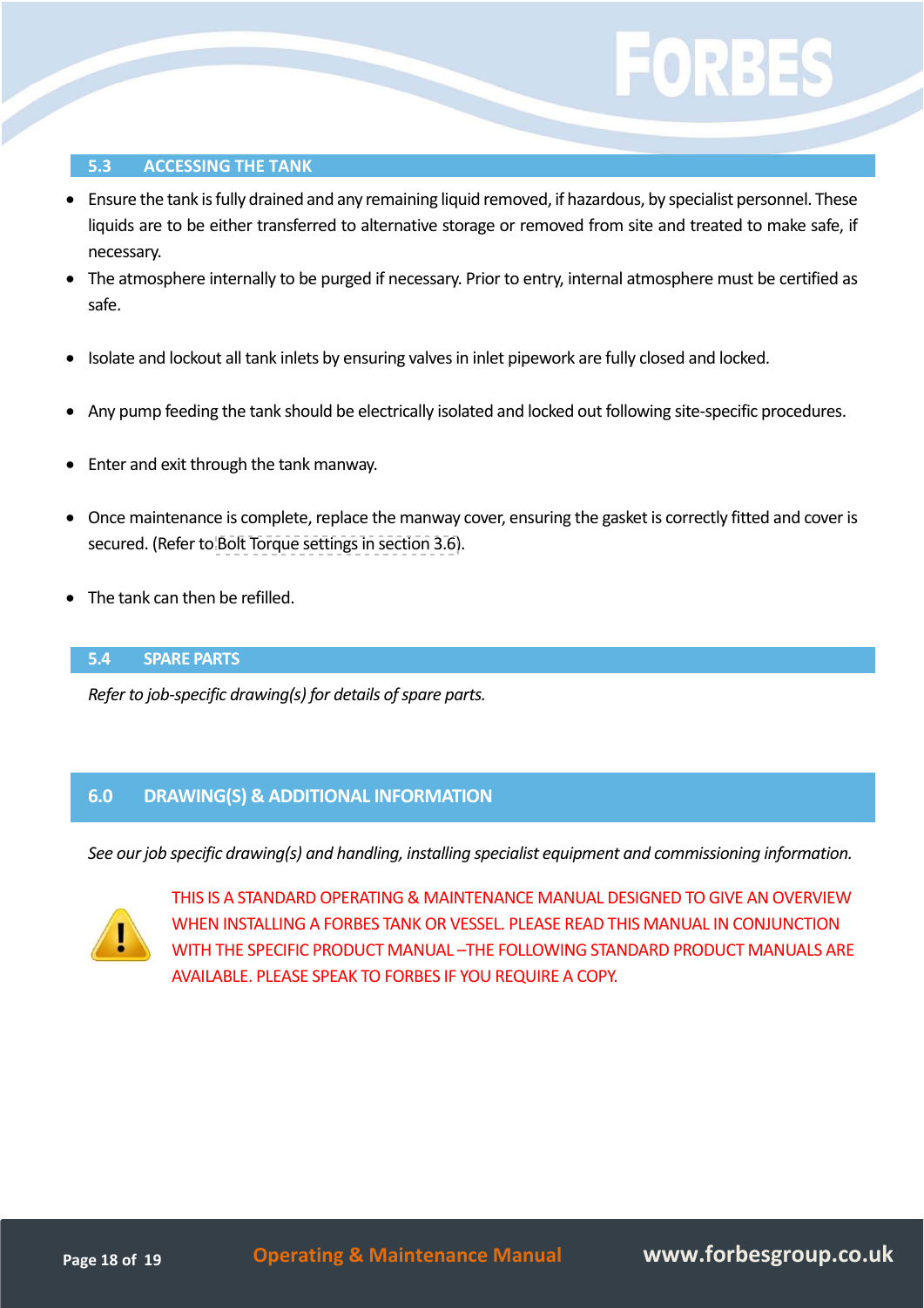## 5.3 ACCESSING THE TANK

- Ensure the tank is fully drained and any remaining liquid removed, if hazardous, by specialist personnel. These liquids are to be either transferred to alternative storage or removed from site and treated to make safe, if necessary.
- The atmosphere internally to be purged if necessary. Prior to entry, internal atmosphere must be certified as safe.
- Isolate and lockout all tank inlets by ensuring valves in inlet pipework are fully closed and locked.
- Any pump feeding the tank should be electrically isolated and locked out following site-specific procedures.
- Enter and exit through the tank manway.
- Once maintenance is complete, replace the manway cover, ensuring the gasket is correctly fitted and cover is secured. (Refer to Bolt Torque settings in section 3.6).
- The tank can then be refilled.

## 5.4 SPARE PARTS

*Refer to job-specific drawing(s) for details of spare parts.*

# 6.0 DRAWING(S) & ADDITIONAL INFORMATION

*See our job specific drawing(s) and handling, installing specialist equipment and commissioning information.*

THIS IS A STANDARD OPERATING & MAINTENANCE MANUAL DESIGNED TO GIVE AN OVERVIEW WHEN INSTALLING A FORBES TANK OR VESSEL. PLEASE READ THIS MANUAL IN CONJUNCTION WITH THE SPECIFIC PRODUCT MANUAL –THE FOLLOWING STANDARD PRODUCT MANUALS ARE AVAILABLE. PLEASE SPEAK TO FORBES IF YOU REQUIRE A COPY.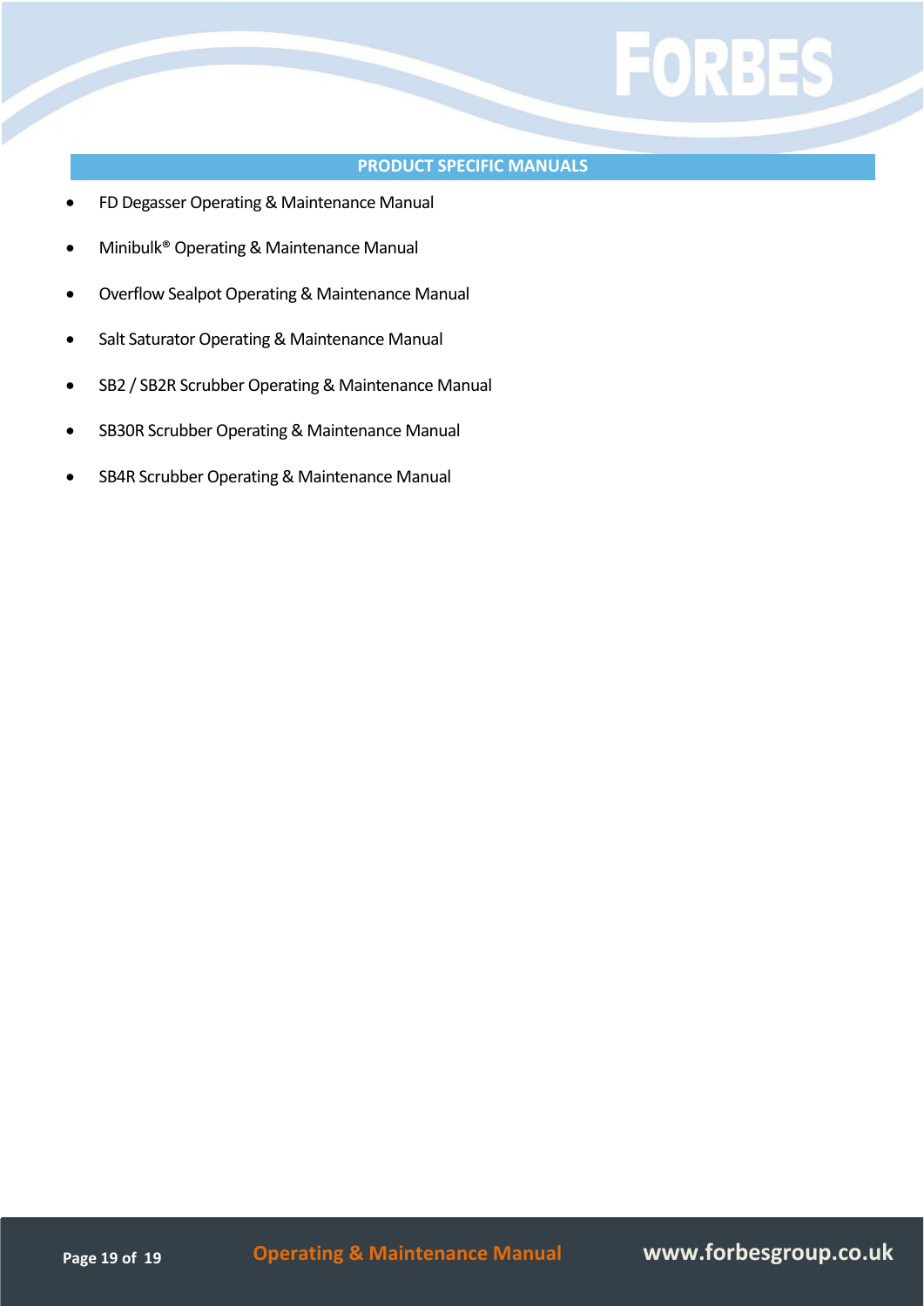## PRODUCT SPECIFIC MANUALS

- FD Degasser Operating & Maintenance Manual
- Minibulk® Operating & Maintenance Manual
- Overflow Sealpot Operating & Maintenance Manual
- Salt Saturator Operating & Maintenance Manual
- SB2 / SB2R Scrubber Operating & Maintenance Manual
- SB30R Scrubber Operating & Maintenance Manual
- SB4R Scrubber Operating & Maintenance Manual